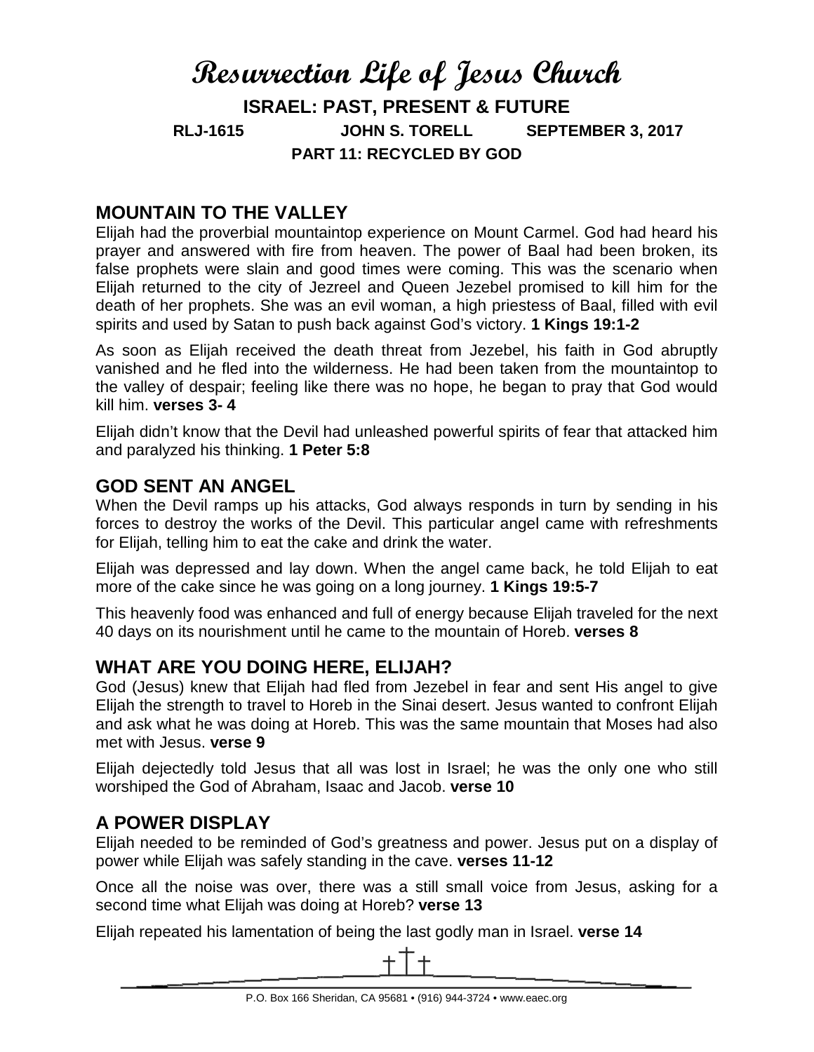# Resurrection Life of Jesus Church

**ISRAEL: PAST, PRESENT & FUTURE**

**RLJ-1615 JOHN S. TORELL SEPTEMBER 3, 2017**

**PART 11: RECYCLED BY GOD**

## MOUNTAIN TO THE VALLEY

Elijah had the proverbial mountaintop experience on Mount Carmel. God had heard his prayer and answered with fire from heaven. The power of Baal had been broken, its false prophets were slain and good times were coming. This was the scenario when Elijah returned to the city of Jezreel and Queen Jezebel promised to kill him for the death of her prophets. She was an evil woman, a high priestess of Baal, filled with evil spirits and used by Satan to push back against God's victory. **1 Kings 19:1-2**

As soon as Elijah received the death threat from Jezebel, his faith in God abruptly vanished and he fled into the wilderness. He had been taken from the mountaintop to the valley of despair; feeling like there was no hope, he began to pray that God would kill him. **verses 3- 4**

Elijah didn't know that the Devil had unleashed powerful spirits of fear that attacked him and paralyzed his thinking. **1 Peter 5:8**

## GOD SENT AN ANGEL

When the Devil ramps up his attacks, God always responds in turn by sending in his forces to destroy the works of the Devil. This particular angel came with refreshments for Elijah, telling him to eat the cake and drink the water.

Elijah was depressed and lay down. When the angel came back, he told Elijah to eat more of the cake since he was going on a long journey. **1 Kings 19:5-7**

This heavenly food was enhanced and full of energy because Elijah traveled for the next 40 days on its nourishment until he came to the mountain of Horeb. **verses 8**

## WHAT ARE YOU DOING HERE, ELIJAH?

God (Jesus) knew that Elijah had fled from Jezebel in fear and sent His angel to give Elijah the strength to travel to Horeb in the Sinai desert. Jesus wanted to confront Elijah and ask what he was doing at Horeb. This was the same mountain that Moses had also met with Jesus. **verse 9**

Elijah dejectedly told Jesus that all was lost in Israel; he was the only one who still worshiped the God of Abraham, Isaac and Jacob. **verse 10**

## A POWER DISPLAY

Elijah needed to be reminded of God's greatness and power. Jesus put on a display of power while Elijah was safely standing in the cave. **verses 11-12**

Once all the noise was over, there was a still small voice from Jesus, asking for a second time what Elijah was doing at Horeb? **verse 13**

Elijah repeated his lamentation of being the last godly man in Israel. **verse 14**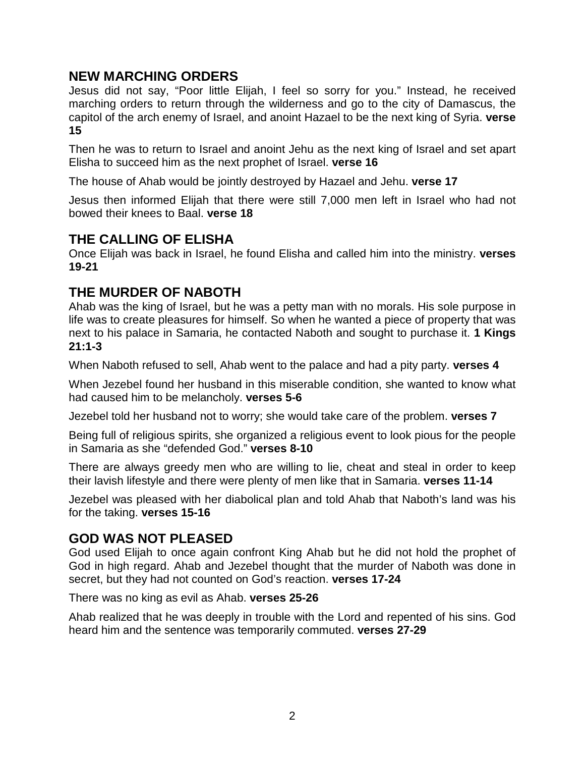## NEW MARCHING ORDERS

Jesus did not say, “Poor little Elijah, I feel so sorry for you.” Instead, he received marching orders to return through the wilderness and go to the city of Damascus, the capitol of the arch enemy of Israel, and anoint Hazael to be the next king of Syria. **verse 15**

Then he was to return to Israel and anoint Jehu as the next king of Israel and set apart Elisha to succeed him as the next prophet of Israel. **verse 16**

The house of Ahab would be jointly destroyed by Hazael and Jehu. **verse 17**

Jesus then informed Elijah that there were still 7,000 men left in Israel who had not bowed their knees to Baal. **verse 18**

## THE CALLING OF ELISHA

Once Elijah was back in Israel, he found Elisha and called him into the ministry. **verses 19-21**

## THE MURDER OF NABOTH

Ahab was the king of Israel, but he was a petty man with no morals. His sole purpose in life was to create pleasures for himself. So when he wanted a piece of property that was next to his palace in Samaria, he contacted Naboth and sought to purchase it. **1 Kings 21:1-3**

When Naboth refused to sell, Ahab went to the palace and had a pity party. **verses 4**

When Jezebel found her husband in this miserable condition, she wanted to know what had caused him to be melancholy. **verses 5-6**

Jezebel told her husband not to worry; she would take care of the problem. **verses 7**

Being full of religious spirits, she organized a religious event to look pious for the people in Samaria as she “defended God.” **verses 8-10**

There are always greedy men who are willing to lie, cheat and steal in order to keep their lavish lifestyle and there were plenty of men like that in Samaria. **verses 11-14**

Jezebel was pleased with her diabolical plan and told Ahab that Naboth’s land was his for the taking. **verses 15-16**

## GOD WAS NOT PLEASED

God used Elijah to once again confront King Ahab but he did not hold the prophet of God in high regard. Ahab and Jezebel thought that the murder of Naboth was done in secret, but they had not counted on God’s reaction. **verses 17-24**

There was no king as evil as Ahab. **verses 25-26**

Ahab realized that he was deeply in trouble with the Lord and repented of his sins. God heard him and the sentence was temporarily commuted. **verses 27-29**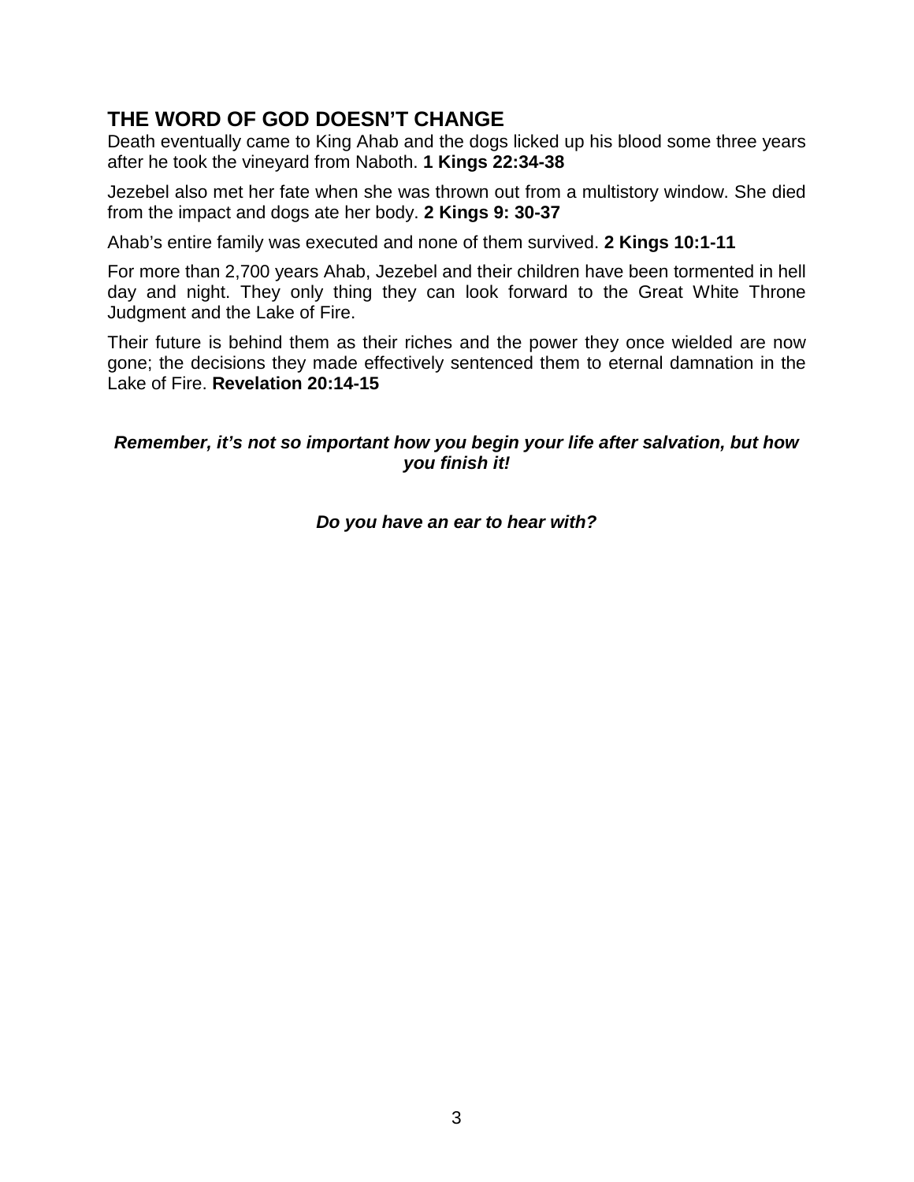## THE WORD OF GOD DOESN'T CHANGE

Death eventually came to King Ahab and the dogs licked up his blood some three years after he took the vineyard from Naboth. **1 Kings 22:34-38**

Jezebel also met her fate when she was thrown out from a multistory window. She died from the impact and dogs ate her body. **2 Kings 9: 30-37**

Ahab's entire family was executed and none of them survived. **2 Kings 10:1-11**

For more than 2,700 years Ahab, Jezebel and their children have been tormented in hell day and night. They only thing they can look forward to the Great White Throne Judgment and the Lake of Fire.

Their future is behind them as their riches and the power they once wielded are now gone; the decisions they made effectively sentenced them to eternal damnation in the Lake of Fire. **Revelation 20:14-15**

***Remember, it's not so important how you begin your life after salvation, but how you finish it!***

***Do you have an ear to hear with?***